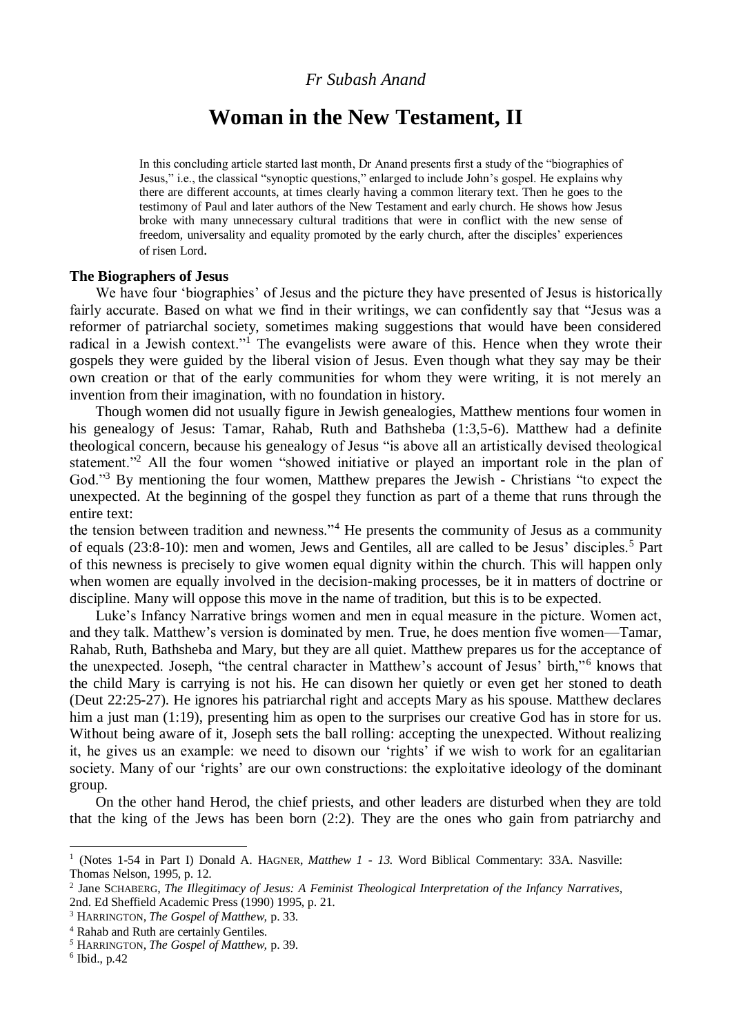*Fr Subash Anand*

# Woman in the New Testament, II

In this concluding article started last month, Dr Anand presents first a study of the "biographies of Jesus," i.e., the classical "synoptic questions," enlarged to include John's gospel. He explains why there are different accounts, at times clearly having a common literary text. Then he goes to the testimony of Paul and later authors of the New Testament and early church. He shows how Jesus broke with many unnecessary cultural traditions that were in conflict with the new sense of freedom, universality and equality promoted by the early church, after the disciples' experiences of risen Lord.

**The Biographers of Jesus**

We have four 'biographies' of Jesus and the picture they have presented of Jesus is historically fairly accurate. Based on what we find in their writings, we can confidently say that "Jesus was a reformer of patriarchal society, sometimes making suggestions that would have been considered radical in a Jewish context."[1] The evangelists were aware of this. Hence when they wrote their gospels they were guided by the liberal vision of Jesus. Even though what they say may be their own creation or that of the early communities for whom they were writing, it is not merely an invention from their imagination, with no foundation in history.

Though women did not usually figure in Jewish genealogies, Matthew mentions four women in his genealogy of Jesus: Tamar, Rahab, Ruth and Bathsheba (1:3,5-6). Matthew had a definite theological concern, because his genealogy of Jesus "is above all an artistically devised theological statement."[2] All the four women "showed initiative or played an important role in the plan of God."[3] By mentioning the four women, Matthew prepares the Jewish - Christians "to expect the unexpected. At the beginning of the gospel they function as part of a theme that runs through the entire text: the tension between tradition and newness."[4] He presents the community of Jesus as a community of equals (23:8-10): men and women, Jews and Gentiles, all are called to be Jesus' disciples.[5] Part of this newness is precisely to give women equal dignity within the church. This will happen only when women are equally involved in the decision-making processes, be it in matters of doctrine or discipline. Many will oppose this move in the name of tradition, but this is to be expected.

Luke's Infancy Narrative brings women and men in equal measure in the picture. Women act, and they talk. Matthew's version is dominated by men. True, he does mention five women—Tamar, Rahab, Ruth, Bathsheba and Mary, but they are all quiet. Matthew prepares us for the acceptance of the unexpected. Joseph, "the central character in Matthew's account of Jesus' birth,"[6] knows that the child Mary is carrying is not his. He can disown her quietly or even get her stoned to death (Deut 22:25-27). He ignores his patriarchal right and accepts Mary as his spouse. Matthew declares him a just man (1:19), presenting him as open to the surprises our creative God has in store for us. Without being aware of it, Joseph sets the ball rolling: accepting the unexpected. Without realizing it, he gives us an example: we need to disown our 'rights' if we wish to work for an egalitarian society. Many of our 'rights' are our own constructions: the exploitative ideology of the dominant group.

On the other hand Herod, the chief priests, and other leaders are disturbed when they are told that the king of the Jews has been born (2:2). They are the ones who gain from patriarchy and

---

[1] (Notes 1-54 in Part I) Donald A. HAGNER, *Matthew 1 - 13.* Word Biblical Commentary: 33A. Nasville: Thomas Nelson, 1995, p. 12.

[2] Jane SCHABERG, *The Illegitimacy of Jesus: A Feminist Theological Interpretation of the Infancy Narratives,* 2nd. Ed Sheffield Academic Press (1990) 1995, p. 21.

[3] HARRINGTON, *The Gospel of Matthew,* p. 33.

[4] Rahab and Ruth are certainly Gentiles.

[5] HARRINGTON, *The Gospel of Matthew,* p. 39.

[6] Ibid., p.42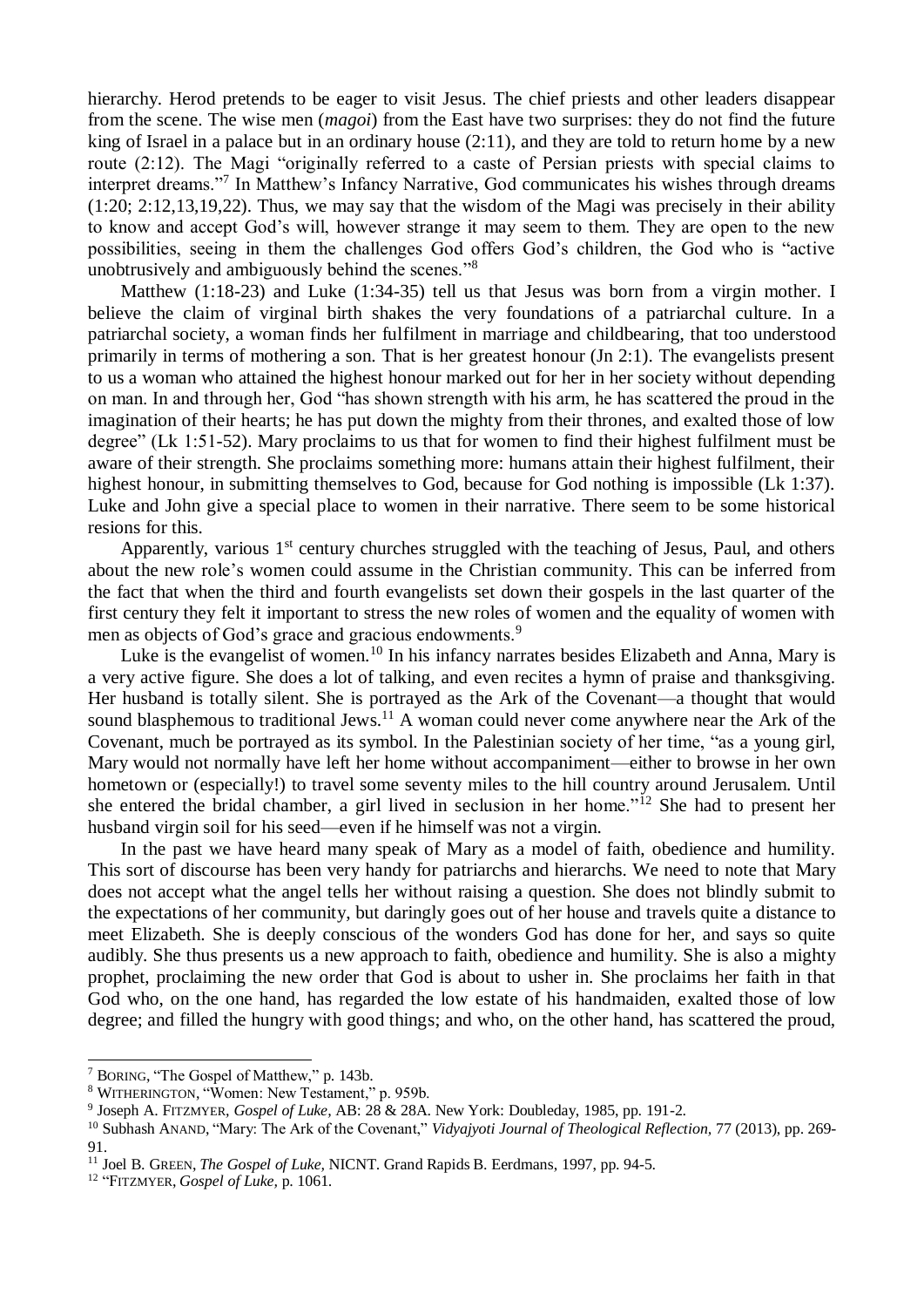hierarchy. Herod pretends to be eager to visit Jesus. The chief priests and other leaders disappear from the scene. The wise men (*magoi*) from the East have two surprises: they do not find the future king of Israel in a palace but in an ordinary house (2:11), and they are told to return home by a new route (2:12). The Magi "originally referred to a caste of Persian priests with special claims to interpret dreams."[7] In Matthew's Infancy Narrative, God communicates his wishes through dreams (1:20; 2:12,13,19,22). Thus, we may say that the wisdom of the Magi was precisely in their ability to know and accept God's will, however strange it may seem to them. They are open to the new possibilities, seeing in them the challenges God offers God's children, the God who is "active unobtrusively and ambiguously behind the scenes."[8]

Matthew (1:18-23) and Luke (1:34-35) tell us that Jesus was born from a virgin mother. I believe the claim of virginal birth shakes the very foundations of a patriarchal culture. In a patriarchal society, a woman finds her fulfilment in marriage and childbearing, that too understood primarily in terms of mothering a son. That is her greatest honour (Jn 2:1). The evangelists present to us a woman who attained the highest honour marked out for her in her society without depending on man. In and through her, God "has shown strength with his arm, he has scattered the proud in the imagination of their hearts; he has put down the mighty from their thrones, and exalted those of low degree" (Lk 1:51-52). Mary proclaims to us that for women to find their highest fulfilment must be aware of their strength. She proclaims something more: humans attain their highest fulfilment, their highest honour, in submitting themselves to God, because for God nothing is impossible (Lk 1:37). Luke and John give a special place to women in their narrative. There seem to be some historical resions for this.

Apparently, various 1st century churches struggled with the teaching of Jesus, Paul, and others about the new role's women could assume in the Christian community. This can be inferred from the fact that when the third and fourth evangelists set down their gospels in the last quarter of the first century they felt it important to stress the new roles of women and the equality of women with men as objects of God's grace and gracious endowments.[9]

Luke is the evangelist of women.[10] In his infancy narrates besides Elizabeth and Anna, Mary is a very active figure. She does a lot of talking, and even recites a hymn of praise and thanksgiving. Her husband is totally silent. She is portrayed as the Ark of the Covenant—a thought that would sound blasphemous to traditional Jews.[11] A woman could never come anywhere near the Ark of the Covenant, much be portrayed as its symbol. In the Palestinian society of her time, "as a young girl, Mary would not normally have left her home without accompaniment—either to browse in her own hometown or (especially!) to travel some seventy miles to the hill country around Jerusalem. Until she entered the bridal chamber, a girl lived in seclusion in her home."[12] She had to present her husband virgin soil for his seed—even if he himself was not a virgin.

In the past we have heard many speak of Mary as a model of faith, obedience and humility. This sort of discourse has been very handy for patriarchs and hierarchs. We need to note that Mary does not accept what the angel tells her without raising a question. She does not blindly submit to the expectations of her community, but daringly goes out of her house and travels quite a distance to meet Elizabeth. She is deeply conscious of the wonders God has done for her, and says so quite audibly. She thus presents us a new approach to faith, obedience and humility. She is also a mighty prophet, proclaiming the new order that God is about to usher in. She proclaims her faith in that God who, on the one hand, has regarded the low estate of his handmaiden, exalted those of low degree; and filled the hungry with good things; and who, on the other hand, has scattered the proud,

---

[7] BORING, "The Gospel of Matthew," p. 143b.

[8] WITHERINGTON, "Women: New Testament," p. 959b.

[9] Joseph A. FITZMYER, *Gospel of Luke,* AB: 28 & 28A. New York: Doubleday, 1985, pp. 191-2.

[10] Subhash ANAND, "Mary: The Ark of the Covenant," *Vidyajyoti Journal of Theological Reflection,* 77 (2013), pp. 269-91.

[11] Joel B. GREEN, *The Gospel of Luke,* NICNT. Grand Rapids B. Eerdmans, 1997, pp. 94-5.

[12] "FITZMYER, *Gospel of Luke,* p. 1061.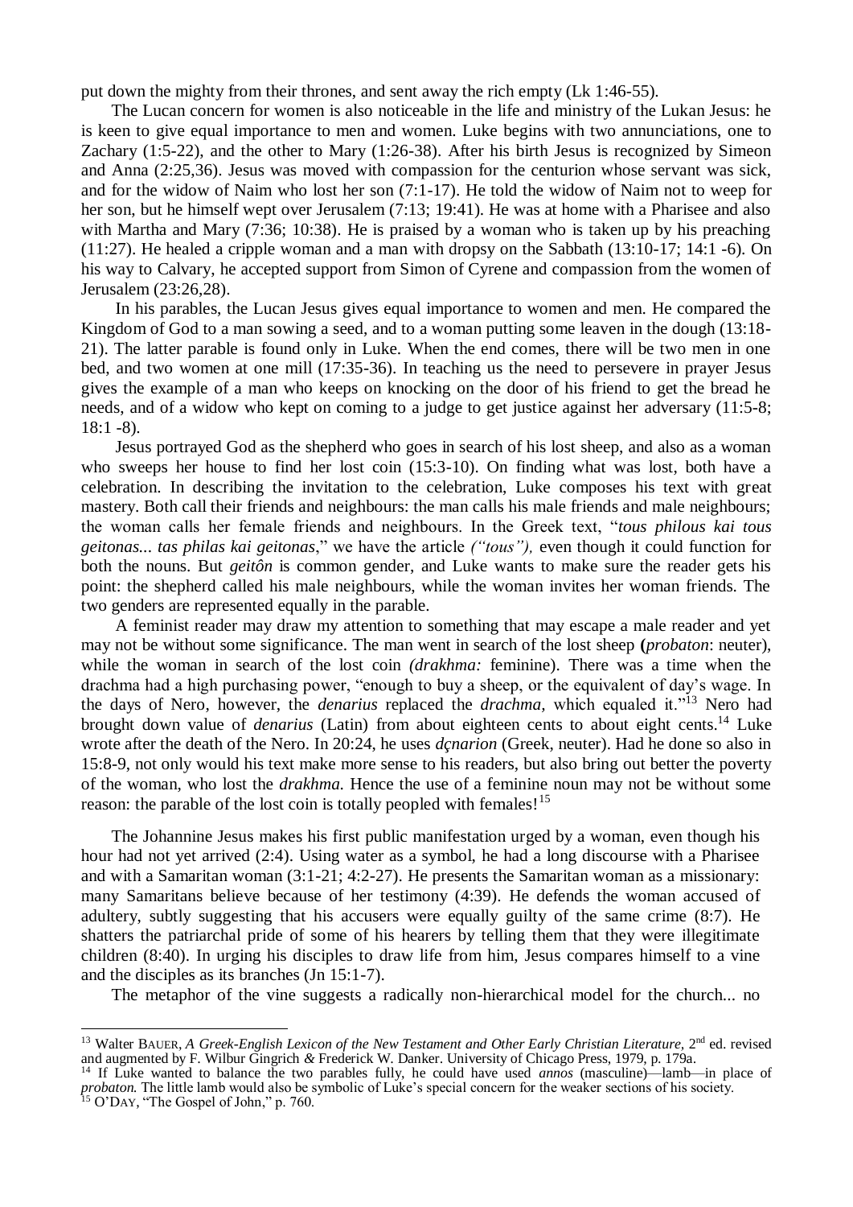put down the mighty from their thrones, and sent away the rich empty (Lk 1:46-55).

The Lucan concern for women is also noticeable in the life and ministry of the Lukan Jesus: he is keen to give equal importance to men and women. Luke begins with two annunciations, one to Zachary (1:5-22), and the other to Mary (1:26-38). After his birth Jesus is recognized by Simeon and Anna (2:25,36). Jesus was moved with compassion for the centurion whose servant was sick, and for the widow of Naim who lost her son (7:1-17). He told the widow of Naim not to weep for her son, but he himself wept over Jerusalem (7:13; 19:41). He was at home with a Pharisee and also with Martha and Mary (7:36; 10:38). He is praised by a woman who is taken up by his preaching (11:27). He healed a cripple woman and a man with dropsy on the Sabbath (13:10-17; 14:1 -6). On his way to Calvary, he accepted support from Simon of Cyrene and compassion from the women of Jerusalem (23:26,28).

In his parables, the Lucan Jesus gives equal importance to women and men. He compared the Kingdom of God to a man sowing a seed, and to a woman putting some leaven in the dough (13:18-21). The latter parable is found only in Luke. When the end comes, there will be two men in one bed, and two women at one mill (17:35-36). In teaching us the need to persevere in prayer Jesus gives the example of a man who keeps on knocking on the door of his friend to get the bread he needs, and of a widow who kept on coming to a judge to get justice against her adversary (11:5-8; 18:1 -8).

Jesus portrayed God as the shepherd who goes in search of his lost sheep, and also as a woman who sweeps her house to find her lost coin (15:3-10). On finding what was lost, both have a celebration. In describing the invitation to the celebration, Luke composes his text with great mastery. Both call their friends and neighbours: the man calls his male friends and male neighbours; the woman calls her female friends and neighbours. In the Greek text, "*tous philous kai tous geitonas... tas philas kai geitonas*," we have the article *("tous"),* even though it could function for both the nouns. But *geitôn* is common gender, and Luke wants to make sure the reader gets his point: the shepherd called his male neighbours, while the woman invites her woman friends. The two genders are represented equally in the parable.

A feminist reader may draw my attention to something that may escape a male reader and yet may not be without some significance. The man went in search of the lost sheep **(***probaton*: neuter), while the woman in search of the lost coin *(drakhma:* feminine). There was a time when the drachma had a high purchasing power, "enough to buy a sheep, or the equivalent of day's wage. In the days of Nero, however, the *denarius* replaced the *drachma,* which equaled it."[13] Nero had brought down value of *denarius* (Latin) from about eighteen cents to about eight cents.[14] Luke wrote after the death of the Nero. In 20:24, he uses *dçnarion* (Greek, neuter). Had he done so also in 15:8-9, not only would his text make more sense to his readers, but also bring out better the poverty of the woman, who lost the *drakhma.* Hence the use of a feminine noun may not be without some reason: the parable of the lost coin is totally peopled with females![15]

The Johannine Jesus makes his first public manifestation urged by a woman, even though his hour had not yet arrived (2:4). Using water as a symbol, he had a long discourse with a Pharisee and with a Samaritan woman (3:1-21; 4:2-27). He presents the Samaritan woman as a missionary: many Samaritans believe because of her testimony (4:39). He defends the woman accused of adultery, subtly suggesting that his accusers were equally guilty of the same crime (8:7). He shatters the patriarchal pride of some of his hearers by telling them that they were illegitimate children (8:40). In urging his disciples to draw life from him, Jesus compares himself to a vine and the disciples as its branches (Jn 15:1-7).

The metaphor of the vine suggests a radically non-hierarchical model for the church... no

---

[13] Walter BAUER, *A Greek-English Lexicon of the New Testament and Other Early Christian Literature,* 2nd ed. revised and augmented by F. Wilbur Gingrich *&* Frederick W. Danker. University of Chicago Press, 1979, p. 179a.

[14] If Luke wanted to balance the two parables fully, he could have used *annos* (masculine)—lamb—in place of *probaton.* The little lamb would also be symbolic of Luke's special concern for the weaker sections of his society.

[15] O'DAY, "The Gospel of John," p. 760.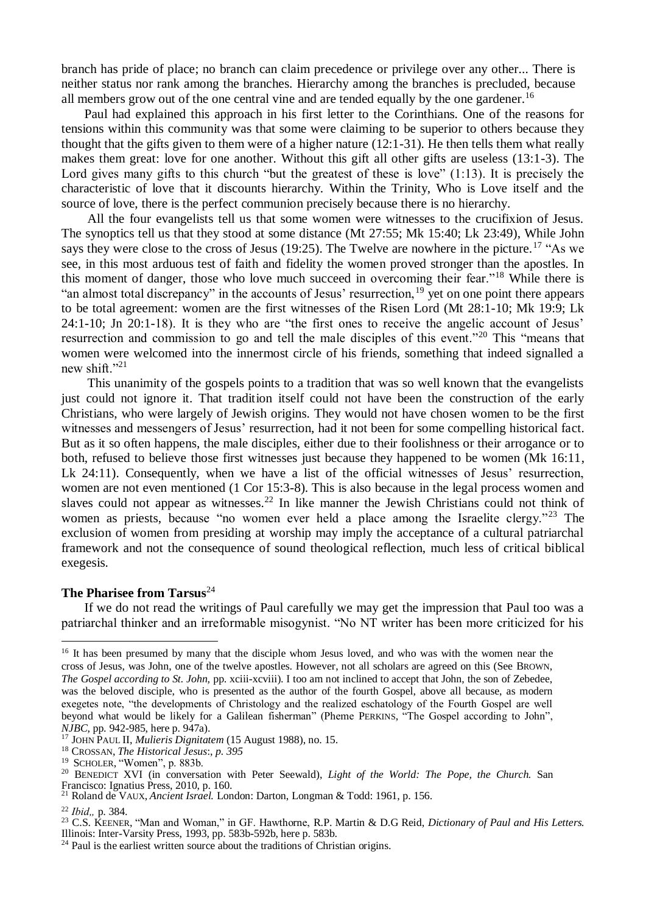branch has pride of place; no branch can claim precedence or privilege over any other... There is neither status nor rank among the branches. Hierarchy among the branches is precluded, because all members grow out of the one central vine and are tended equally by the one gardener.[16]

Paul had explained this approach in his first letter to the Corinthians. One of the reasons for tensions within this community was that some were claiming to be superior to others because they thought that the gifts given to them were of a higher nature (12:1-31). He then tells them what really makes them great: love for one another. Without this gift all other gifts are useless (13:1-3). The Lord gives many gifts to this church "but the greatest of these is love" (1:13). It is precisely the characteristic of love that it discounts hierarchy. Within the Trinity, Who is Love itself and the source of love, there is the perfect communion precisely because there is no hierarchy.

All the four evangelists tell us that some women were witnesses to the crucifixion of Jesus. The synoptics tell us that they stood at some distance (Mt 27:55; Mk 15:40; Lk 23:49), While John says they were close to the cross of Jesus (19:25). The Twelve are nowhere in the picture.[17] "As we see, in this most arduous test of faith and fidelity the women proved stronger than the apostles. In this moment of danger, those who love much succeed in overcoming their fear."[18] While there is "an almost total discrepancy" in the accounts of Jesus' resurrection,[19] yet on one point there appears to be total agreement: women are the first witnesses of the Risen Lord (Mt 28:1-10; Mk 19:9; Lk 24:1-10; Jn 20:1-18). It is they who are "the first ones to receive the angelic account of Jesus' resurrection and commission to go and tell the male disciples of this event."[20] This "means that women were welcomed into the innermost circle of his friends, something that indeed signalled a new shift."[21]

This unanimity of the gospels points to a tradition that was so well known that the evangelists just could not ignore it. That tradition itself could not have been the construction of the early Christians, who were largely of Jewish origins. They would not have chosen women to be the first witnesses and messengers of Jesus' resurrection, had it not been for some compelling historical fact. But as it so often happens, the male disciples, either due to their foolishness or their arrogance or to both, refused to believe those first witnesses just because they happened to be women (Mk 16:11, Lk 24:11). Consequently, when we have a list of the official witnesses of Jesus' resurrection, women are not even mentioned (1 Cor 15:3-8). This is also because in the legal process women and slaves could not appear as witnesses.[22] In like manner the Jewish Christians could not think of women as priests, because "no women ever held a place among the Israelite clergy."[23] The exclusion of women from presiding at worship may imply the acceptance of a cultural patriarchal framework and not the consequence of sound theological reflection, much less of critical biblical exegesis.

**The Pharisee from Tarsus**[24]

If we do not read the writings of Paul carefully we may get the impression that Paul too was a patriarchal thinker and an irreformable misogynist. "No NT writer has been more criticized for his

---

[16] It has been presumed by many that the disciple whom Jesus loved, and who was with the women near the cross of Jesus, was John, one of the twelve apostles. However, not all scholars are agreed on this (See BROWN, *The Gospel according to St. John,* pp. xciii-xcviii). I too am not inclined to accept that John, the son of Zebedee, was the beloved disciple, who is presented as the author of the fourth Gospel, above all because, as modern exegetes note, "the developments of Christology and the realized eschatology of the Fourth Gospel are well beyond what would be likely for a Galilean fisherman" (Pheme PERKINS, "The Gospel according to John", *NJBC,* pp. 942-985, here p. 947a).

[17] JOHN PAUL II, *Mulieris Dignitatem* (15 August 1988), no. 15.

[18] CROSSAN, *The Historical Jesus*:, *p. 395*

[19] SCHOLER, "Women", p. 883b.

[20] BENEDICT XVI (in conversation with Peter Seewald), *Light of the World: The Pope, the Church.* San Francisco: Ignatius Press, 2010, p. 160.

[21] Roland de VAUX, *Ancient Israel.* London: Darton, Longman & Todd: 1961, p. 156.

[22] *Ibid*,, p. 384.

[23] C.S. KEENER, "Man and Woman," in GF. Hawthorne, R.P. Martin & D.G Reid, *Dictionary of Paul and His Letters.* Illinois: Inter-Varsity Press, 1993, pp. 583b-592b, here p. 583b.

[24] Paul is the earliest written source about the traditions of Christian origins.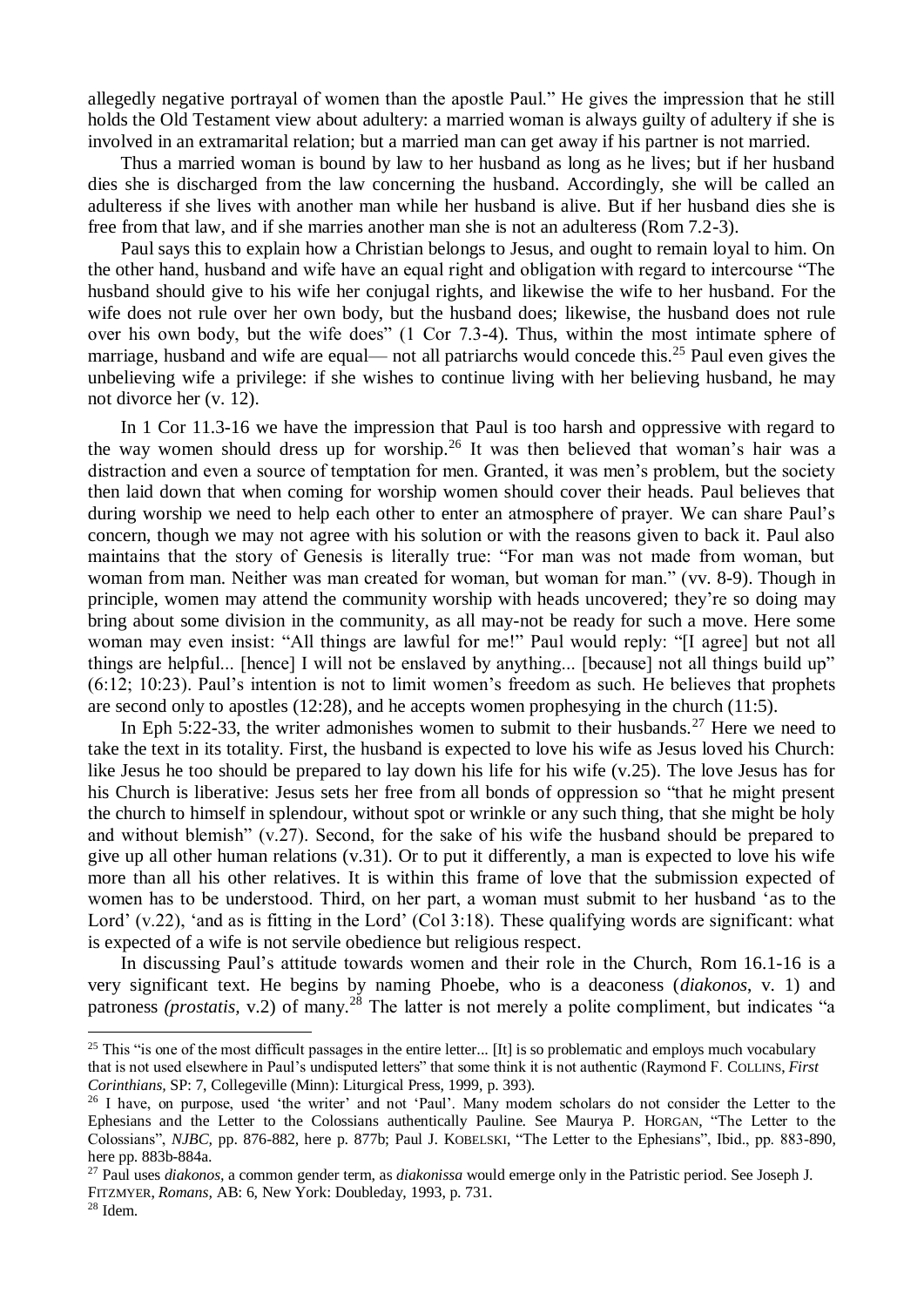allegedly negative portrayal of women than the apostle Paul." He gives the impression that he still holds the Old Testament view about adultery: a married woman is always guilty of adultery if she is involved in an extramarital relation; but a married man can get away if his partner is not married.

Thus a married woman is bound by law to her husband as long as he lives; but if her husband dies she is discharged from the law concerning the husband. Accordingly, she will be called an adulteress if she lives with another man while her husband is alive. But if her husband dies she is free from that law, and if she marries another man she is not an adulteress (Rom 7.2-3).

Paul says this to explain how a Christian belongs to Jesus, and ought to remain loyal to him. On the other hand, husband and wife have an equal right and obligation with regard to intercourse "The husband should give to his wife her conjugal rights, and likewise the wife to her husband. For the wife does not rule over her own body, but the husband does; likewise, the husband does not rule over his own body, but the wife does" (1 Cor 7.3-4). Thus, within the most intimate sphere of marriage, husband and wife are equal— not all patriarchs would concede this.[25] Paul even gives the unbelieving wife a privilege: if she wishes to continue living with her believing husband, he may not divorce her (v. 12).

In 1 Cor 11.3-16 we have the impression that Paul is too harsh and oppressive with regard to the way women should dress up for worship.[26] It was then believed that woman's hair was a distraction and even a source of temptation for men. Granted, it was men's problem, but the society then laid down that when coming for worship women should cover their heads. Paul believes that during worship we need to help each other to enter an atmosphere of prayer. We can share Paul's concern, though we may not agree with his solution or with the reasons given to back it. Paul also maintains that the story of Genesis is literally true: "For man was not made from woman, but woman from man. Neither was man created for woman, but woman for man." (vv. 8-9). Though in principle, women may attend the community worship with heads uncovered; they're so doing may bring about some division in the community, as all may-not be ready for such a move. Here some woman may even insist: "All things are lawful for me!" Paul would reply: "[I agree] but not all things are helpful... [hence] I will not be enslaved by anything... [because] not all things build up" (6:12; 10:23). Paul's intention is not to limit women's freedom as such. He believes that prophets are second only to apostles (12:28), and he accepts women prophesying in the church (11:5).

In Eph 5:22-33, the writer admonishes women to submit to their husbands.[27] Here we need to take the text in its totality. First, the husband is expected to love his wife as Jesus loved his Church: like Jesus he too should be prepared to lay down his life for his wife (v.25). The love Jesus has for his Church is liberative: Jesus sets her free from all bonds of oppression so "that he might present the church to himself in splendour, without spot or wrinkle or any such thing, that she might be holy and without blemish" (v.27). Second, for the sake of his wife the husband should be prepared to give up all other human relations (v.31). Or to put it differently, a man is expected to love his wife more than all his other relatives. It is within this frame of love that the submission expected of women has to be understood. Third, on her part, a woman must submit to her husband 'as to the Lord' (v.22), 'and as is fitting in the Lord' (Col 3:18). These qualifying words are significant: what is expected of a wife is not servile obedience but religious respect.

In discussing Paul's attitude towards women and their role in the Church, Rom 16.1-16 is a very significant text. He begins by naming Phoebe, who is a deaconess (*diakonos*, v. 1) and patroness *(prostatis,* v.2) of many.[28] The latter is not merely a polite compliment, but indicates "a

---

[25] This "is one of the most difficult passages in the entire letter... [It] is so problematic and employs much vocabulary that is not used elsewhere in Paul's undisputed letters" that some think it is not authentic (Raymond F. COLLINS, *First Corinthians,* SP: 7, Collegeville (Minn): Liturgical Press, 1999, p. 393).

[26] I have, on purpose, used 'the writer' and not 'Paul'. Many modem scholars do not consider the Letter to the Ephesians and the Letter to the Colossians authentically Pauline. See Maurya P. HORGAN, "The Letter to the Colossians", *NJBC*, pp. 876-882, here p. 877b; Paul J. KOBELSKI, "The Letter to the Ephesians", Ibid., pp. 883-890, here pp. 883b-884a.

[27] Paul uses *diakonos*, a common gender term, as *diakonissa* would emerge only in the Patristic period. See Joseph J. FITZMYER, *Romans,* AB: 6, New York: Doubleday, 1993, p. 731.

[28] Idem.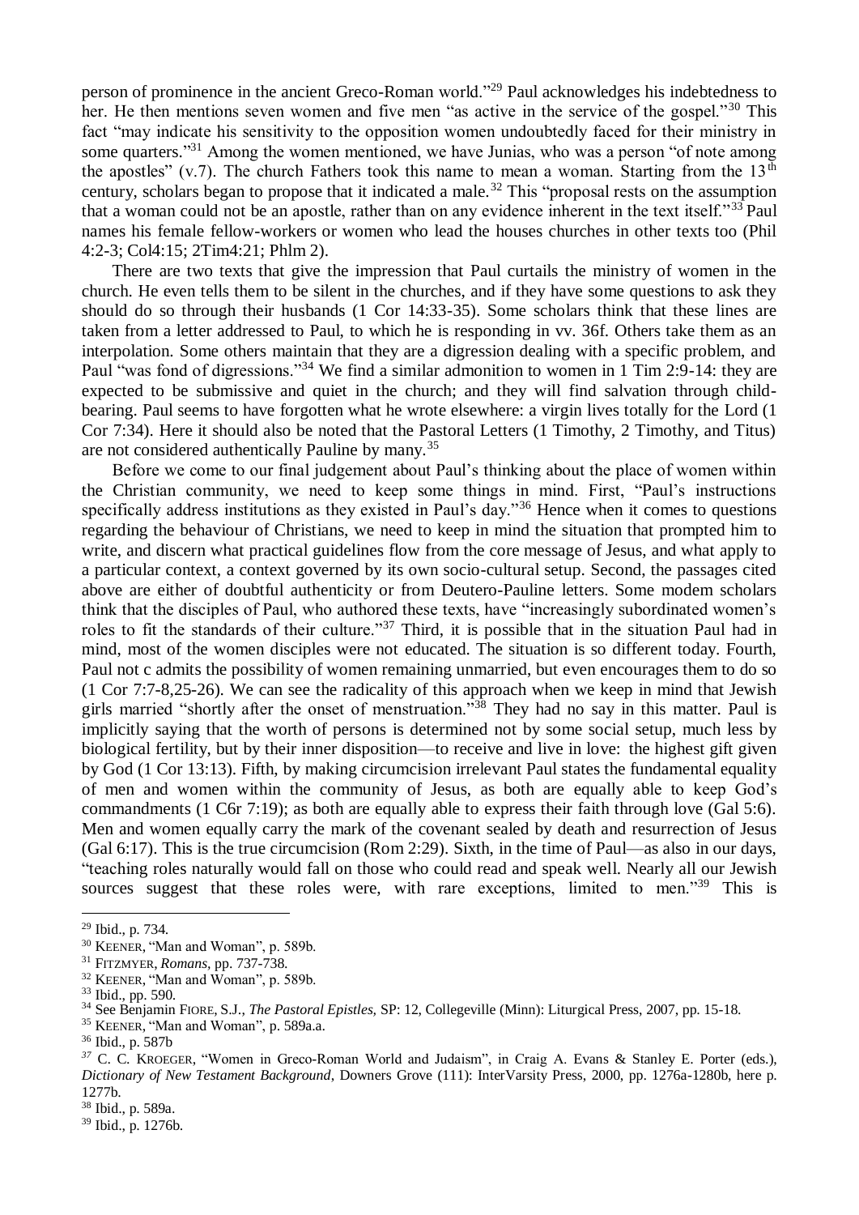person of prominence in the ancient Greco-Roman world."[29] Paul acknowledges his indebtedness to her. He then mentions seven women and five men "as active in the service of the gospel."[30] This fact "may indicate his sensitivity to the opposition women undoubtedly faced for their ministry in some quarters."[31] Among the women mentioned, we have Junias, who was a person "of note among the apostles" (v.7). The church Fathers took this name to mean a woman. Starting from the 13th century, scholars began to propose that it indicated a male.[32] This "proposal rests on the assumption that a woman could not be an apostle, rather than on any evidence inherent in the text itself."[33] Paul names his female fellow-workers or women who lead the houses churches in other texts too (Phil 4:2-3; Col4:15; 2Tim4:21; Phlm 2).

There are two texts that give the impression that Paul curtails the ministry of women in the church. He even tells them to be silent in the churches, and if they have some questions to ask they should do so through their husbands (1 Cor 14:33-35). Some scholars think that these lines are taken from a letter addressed to Paul, to which he is responding in vv. 36f. Others take them as an interpolation. Some others maintain that they are a digression dealing with a specific problem, and Paul "was fond of digressions."[34] We find a similar admonition to women in 1 Tim 2:9-14: they are expected to be submissive and quiet in the church; and they will find salvation through child-bearing. Paul seems to have forgotten what he wrote elsewhere: a virgin lives totally for the Lord (1 Cor 7:34). Here it should also be noted that the Pastoral Letters (1 Timothy, 2 Timothy, and Titus) are not considered authentically Pauline by many.[35]

Before we come to our final judgement about Paul's thinking about the place of women within the Christian community, we need to keep some things in mind. First, "Paul's instructions specifically address institutions as they existed in Paul's day."[36] Hence when it comes to questions regarding the behaviour of Christians, we need to keep in mind the situation that prompted him to write, and discern what practical guidelines flow from the core message of Jesus, and what apply to a particular context, a context governed by its own socio-cultural setup. Second, the passages cited above are either of doubtful authenticity or from Deutero-Pauline letters. Some modem scholars think that the disciples of Paul, who authored these texts, have "increasingly subordinated women's roles to fit the standards of their culture."[37] Third, it is possible that in the situation Paul had in mind, most of the women disciples were not educated. The situation is so different today. Fourth, Paul not c admits the possibility of women remaining unmarried, but even encourages them to do so (1 Cor 7:7-8,25-26). We can see the radicality of this approach when we keep in mind that Jewish girls married "shortly after the onset of menstruation."[38] They had no say in this matter. Paul is implicitly saying that the worth of persons is determined not by some social setup, much less by biological fertility, but by their inner disposition—to receive and live in love: the highest gift given by God (1 Cor 13:13). Fifth, by making circumcision irrelevant Paul states the fundamental equality of men and women within the community of Jesus, as both are equally able to keep God's commandments (1 C6r 7:19); as both are equally able to express their faith through love (Gal 5:6). Men and women equally carry the mark of the covenant sealed by death and resurrection of Jesus (Gal 6:17). This is the true circumcision (Rom 2:29). Sixth, in the time of Paul—as also in our days, "teaching roles naturally would fall on those who could read and speak well. Nearly all our Jewish sources suggest that these roles were, with rare exceptions, limited to men."[39] This is

---

[29] Ibid., p. 734.

[30] KEENER, "Man and Woman", p. 589b.

[31] FITZMYER, *Romans*, pp. 737-738.

[32] KEENER, "Man and Woman", p. 589b.

[33] Ibid., pp. 590.

[34] See Benjamin FIORE, S.J., *The Pastoral Epistles*, SP: 12, Collegeville (Minn): Liturgical Press, 2007, pp. 15-18.

[35] KEENER, "Man and Woman", p. 589a.a.

[36] Ibid., p. 587b

[37] C. C. KROEGER, "Women in Greco-Roman World and Judaism", in Craig A. Evans & Stanley E. Porter (eds.), *Dictionary of New Testament Background*, Downers Grove (111): InterVarsity Press, 2000, pp. 1276a-1280b, here p. 1277b.

[38] Ibid., p. 589a.

[39] Ibid., p. 1276b.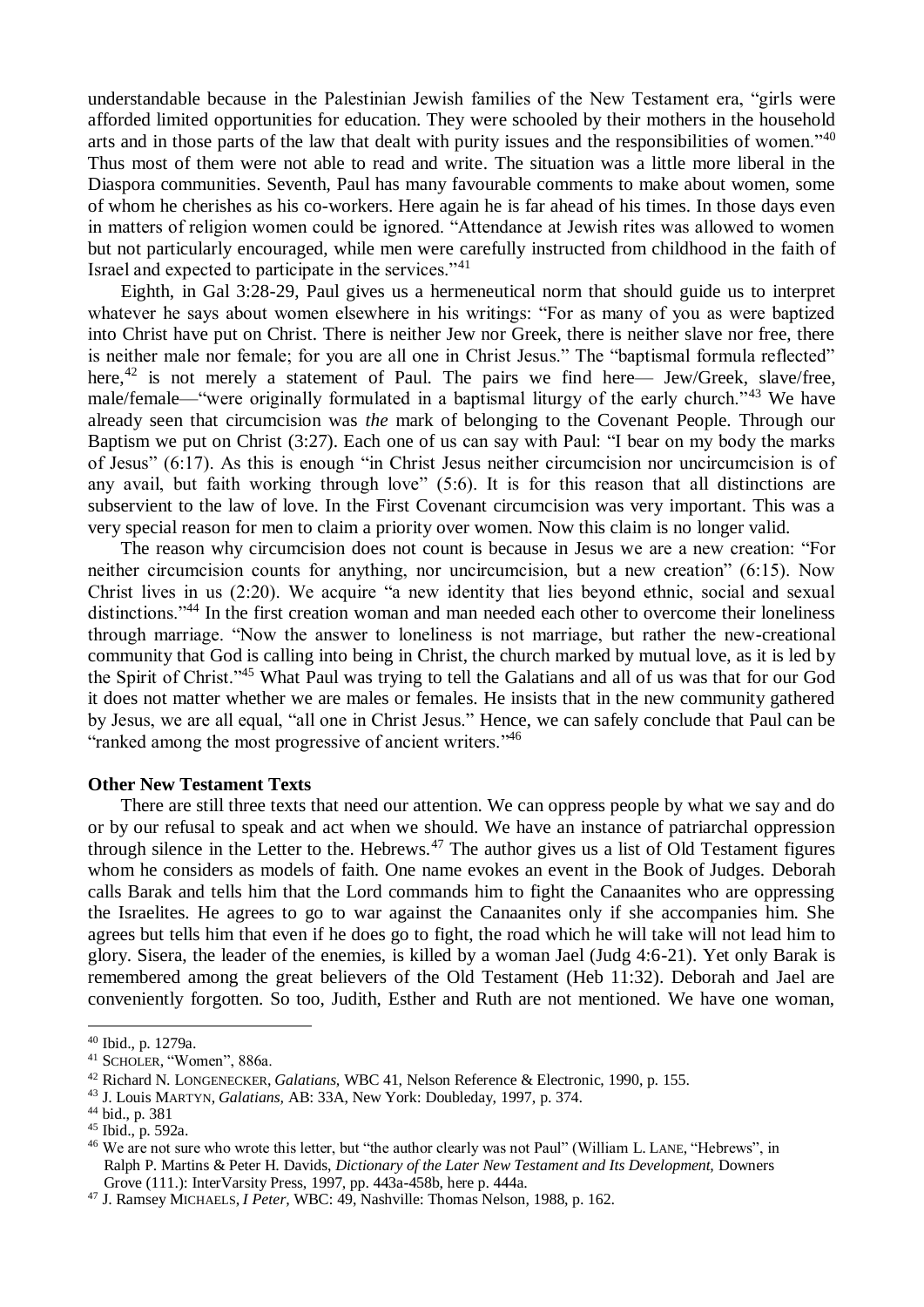understandable because in the Palestinian Jewish families of the New Testament era, "girls were afforded limited opportunities for education. They were schooled by their mothers in the household arts and in those parts of the law that dealt with purity issues and the responsibilities of women."[40] Thus most of them were not able to read and write. The situation was a little more liberal in the Diaspora communities. Seventh, Paul has many favourable comments to make about women, some of whom he cherishes as his co-workers. Here again he is far ahead of his times. In those days even in matters of religion women could be ignored. "Attendance at Jewish rites was allowed to women but not particularly encouraged, while men were carefully instructed from childhood in the faith of Israel and expected to participate in the services."[41]

Eighth, in Gal 3:28-29, Paul gives us a hermeneutical norm that should guide us to interpret whatever he says about women elsewhere in his writings: "For as many of you as were baptized into Christ have put on Christ. There is neither Jew nor Greek, there is neither slave nor free, there is neither male nor female; for you are all one in Christ Jesus." The "baptismal formula reflected" here,[42] is not merely a statement of Paul. The pairs we find here— Jew/Greek, slave/free, male/female—"were originally formulated in a baptismal liturgy of the early church."[43] We have already seen that circumcision was *the* mark of belonging to the Covenant People. Through our Baptism we put on Christ (3:27). Each one of us can say with Paul: "I bear on my body the marks of Jesus" (6:17). As this is enough "in Christ Jesus neither circumcision nor uncircumcision is of any avail, but faith working through love" (5:6). It is for this reason that all distinctions are subservient to the law of love. In the First Covenant circumcision was very important. This was a very special reason for men to claim a priority over women. Now this claim is no longer valid.

The reason why circumcision does not count is because in Jesus we are a new creation: "For neither circumcision counts for anything, nor uncircumcision, but a new creation" (6:15). Now Christ lives in us (2:20). We acquire "a new identity that lies beyond ethnic, social and sexual distinctions."[44] In the first creation woman and man needed each other to overcome their loneliness through marriage. "Now the answer to loneliness is not marriage, but rather the new-creational community that God is calling into being in Christ, the church marked by mutual love, as it is led by the Spirit of Christ."[45] What Paul was trying to tell the Galatians and all of us was that for our God it does not matter whether we are males or females. He insists that in the new community gathered by Jesus, we are all equal, "all one in Christ Jesus." Hence, we can safely conclude that Paul can be "ranked among the most progressive of ancient writers."[46]

**Other New Testament Texts**

There are still three texts that need our attention. We can oppress people by what we say and do or by our refusal to speak and act when we should. We have an instance of patriarchal oppression through silence in the Letter to the. Hebrews.[47] The author gives us a list of Old Testament figures whom he considers as models of faith. One name evokes an event in the Book of Judges. Deborah calls Barak and tells him that the Lord commands him to fight the Canaanites who are oppressing the Israelites. He agrees to go to war against the Canaanites only if she accompanies him. She agrees but tells him that even if he does go to fight, the road which he will take will not lead him to glory. Sisera, the leader of the enemies, is killed by a woman Jael (Judg 4:6-21). Yet only Barak is remembered among the great believers of the Old Testament (Heb 11:32). Deborah and Jael are conveniently forgotten. So too, Judith, Esther and Ruth are not mentioned. We have one woman,

---

[40] Ibid., p. 1279a.

[41] SCHOLER, "Women", 886a.

[42] Richard N. LONGENECKER, *Galatians*, WBC 41, Nelson Reference & Electronic, 1990, p. 155.

[43] J. Louis MARTYN, *Galatians*, AB: 33A, New York: Doubleday, 1997, p. 374.

[44] bid., p. 381

[45] Ibid., p. 592a.

[46] We are not sure who wrote this letter, but "the author clearly was not Paul" (William L. LANE, "Hebrews", in Ralph P. Martins & Peter H. Davids, *Dictionary of the Later New Testament and Its Development*, Downers Grove (111.): InterVarsity Press, 1997, pp. 443a-458b, here p. 444a.

[47] J. Ramsey MICHAELS, *I Peter*, WBC: 49, Nashville: Thomas Nelson, 1988, p. 162.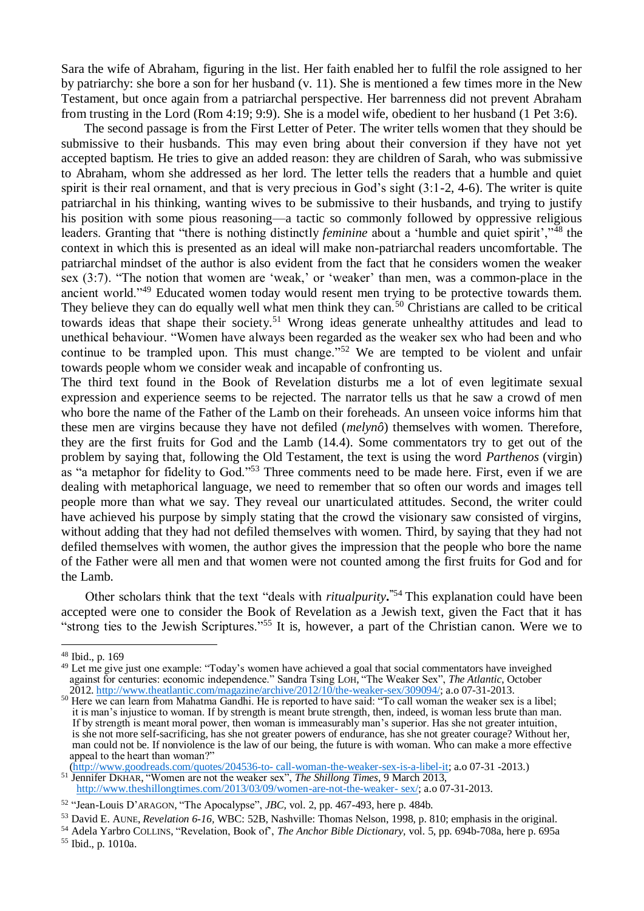Sara the wife of Abraham, figuring in the list. Her faith enabled her to fulfil the role assigned to her by patriarchy: she bore a son for her husband (v. 11). She is mentioned a few times more in the New Testament, but once again from a patriarchal perspective. Her barrenness did not prevent Abraham from trusting in the Lord (Rom 4:19; 9:9). She is a model wife, obedient to her husband (1 Pet 3:6).

The second passage is from the First Letter of Peter. The writer tells women that they should be submissive to their husbands. This may even bring about their conversion if they have not yet accepted baptism. He tries to give an added reason: they are children of Sarah, who was submissive to Abraham, whom she addressed as her lord. The letter tells the readers that a humble and quiet spirit is their real ornament, and that is very precious in God's sight (3:1-2, 4-6). The writer is quite patriarchal in his thinking, wanting wives to be submissive to their husbands, and trying to justify his position with some pious reasoning—a tactic so commonly followed by oppressive religious leaders. Granting that "there is nothing distinctly *feminine* about a 'humble and quiet spirit'," [48] the context in which this is presented as an ideal will make non-patriarchal readers uncomfortable. The patriarchal mindset of the author is also evident from the fact that he considers women the weaker sex (3:7). "The notion that women are 'weak,' or 'weaker' than men, was a common-place in the ancient world." [49] Educated women today would resent men trying to be protective towards them. They believe they can do equally well what men think they can.[50] Christians are called to be critical towards ideas that shape their society.[51] Wrong ideas generate unhealthy attitudes and lead to unethical behaviour. "Women have always been regarded as the weaker sex who had been and who continue to be trampled upon. This must change." [52] We are tempted to be violent and unfair towards people whom we consider weak and incapable of confronting us.

The third text found in the Book of Revelation disturbs me a lot of even legitimate sexual expression and experience seems to be rejected. The narrator tells us that he saw a crowd of men who bore the name of the Father of the Lamb on their foreheads. An unseen voice informs him that these men are virgins because they have not defiled (*melynô*) themselves with women. Therefore, they are the first fruits for God and the Lamb (14.4). Some commentators try to get out of the problem by saying that, following the Old Testament, the text is using the word *Parthenos* (virgin) as "a metaphor for fidelity to God." [53] Three comments need to be made here. First, even if we are dealing with metaphorical language, we need to remember that so often our words and images tell people more than what we say. They reveal our unarticulated attitudes. Second, the writer could have achieved his purpose by simply stating that the crowd the visionary saw consisted of virgins, without adding that they had not defiled themselves with women. Third, by saying that they had not defiled themselves with women, the author gives the impression that the people who bore the name of the Father were all men and that women were not counted among the first fruits for God and for the Lamb.

Other scholars think that the text "deals with *ritualpurity*." [54] This explanation could have been accepted were one to consider the Book of Revelation as a Jewish text, given the Fact that it has "strong ties to the Jewish Scriptures." [55] It is, however, a part of the Christian canon. Were we to

---

[48] Ibid., p. 169

[49] Let me give just one example: "Today's women have achieved a goal that social commentators have inveighed against for centuries: economic independence." Sandra Tsing LOH, "The Weaker Sex", *The Atlantic*, October 2012. http://www.theatlantic.com/magazine/archive/2012/10/the-weaker-sex/309094/; a.o 07-31-2013.

[50] Here we can learn from Mahatma Gandhi. He is reported to have said: "To call woman the weaker sex is a libel; it is man's injustice to woman. If by strength is meant brute strength, then, indeed, is woman less brute than man. If by strength is meant moral power, then woman is immeasurably man's superior. Has she not greater intuition, is she not more self-sacrificing, has she not greater powers of endurance, has she not greater courage? Without her, man could not be. If nonviolence is the law of our being, the future is with woman. Who can make a more effective appeal to the heart than woman?" (http://www.goodreads.com/quotes/204536-to- call-woman-the-weaker-sex-is-a-libel-it; a.o 07-31 -2013.)

[51] Jennifer DKHAR, "Women are not the weaker sex", *The Shillong Times*, 9 March 2013, http://www.theshillongtimes.com/2013/03/09/women-are-not-the-weaker- sex/; a.o 07-31-2013.

[52] "Jean-Louis D'ARAGON, "The Apocalypse", *JBC*, vol. 2, pp. 467-493, here p. 484b.

[53] David E. AUNE, *Revelation 6-16*, WBC: 52B, Nashville: Thomas Nelson, 1998, p. 810; emphasis in the original.

[54] Adela Yarbro COLLINS, "Revelation, Book of", *The Anchor Bible Dictionary*, vol. 5, pp. 694b-708a, here p. 695a

[55] Ibid., p. 1010a.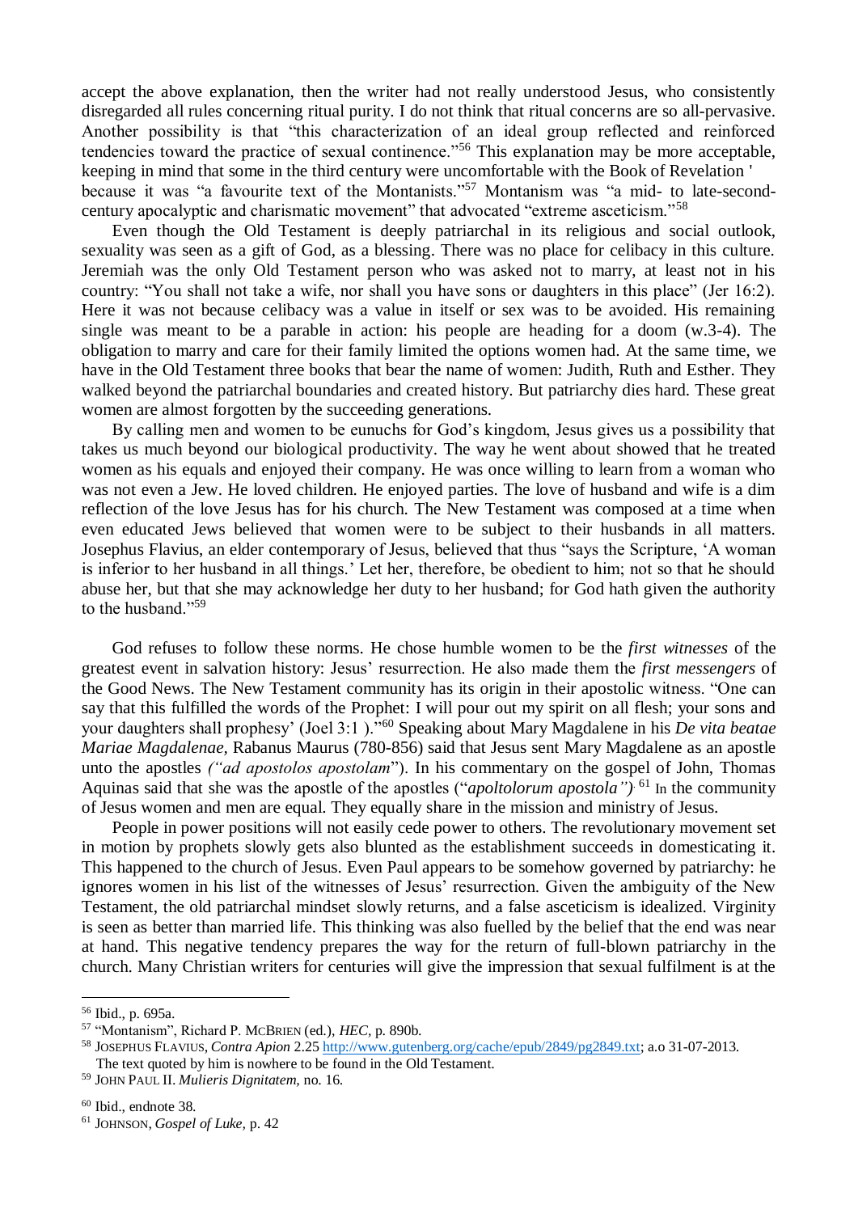accept the above explanation, then the writer had not really understood Jesus, who consistently disregarded all rules concerning ritual purity. I do not think that ritual concerns are so all-pervasive. Another possibility is that "this characterization of an ideal group reflected and reinforced tendencies toward the practice of sexual continence."[56] This explanation may be more acceptable, keeping in mind that some in the third century were uncomfortable with the Book of Revelation ' because it was "a favourite text of the Montanists."[57] Montanism was "a mid- to late-second-century apocalyptic and charismatic movement" that advocated "extreme asceticism."[58]

Even though the Old Testament is deeply patriarchal in its religious and social outlook, sexuality was seen as a gift of God, as a blessing. There was no place for celibacy in this culture. Jeremiah was the only Old Testament person who was asked not to marry, at least not in his country: "You shall not take a wife, nor shall you have sons or daughters in this place" (Jer 16:2). Here it was not because celibacy was a value in itself or sex was to be avoided. His remaining single was meant to be a parable in action: his people are heading for a doom (w.3-4). The obligation to marry and care for their family limited the options women had. At the same time, we have in the Old Testament three books that bear the name of women: Judith, Ruth and Esther. They walked beyond the patriarchal boundaries and created history. But patriarchy dies hard. These great women are almost forgotten by the succeeding generations.

By calling men and women to be eunuchs for God's kingdom, Jesus gives us a possibility that takes us much beyond our biological productivity. The way he went about showed that he treated women as his equals and enjoyed their company. He was once willing to learn from a woman who was not even a Jew. He loved children. He enjoyed parties. The love of husband and wife is a dim reflection of the love Jesus has for his church. The New Testament was composed at a time when even educated Jews believed that women were to be subject to their husbands in all matters. Josephus Flavius, an elder contemporary of Jesus, believed that thus "says the Scripture, 'A woman is inferior to her husband in all things.' Let her, therefore, be obedient to him; not so that he should abuse her, but that she may acknowledge her duty to her husband; for God hath given the authority to the husband."[59]

God refuses to follow these norms. He chose humble women to be the *first witnesses* of the greatest event in salvation history: Jesus' resurrection. He also made them the *first messengers* of the Good News. The New Testament community has its origin in their apostolic witness. "One can say that this fulfilled the words of the Prophet: I will pour out my spirit on all flesh; your sons and your daughters shall prophesy' (Joel 3:1 )."[60] Speaking about Mary Magdalene in his *De vita beatae Mariae Magdalenae*, Rabanus Maurus (780-856) said that Jesus sent Mary Magdalene as an apostle unto the apostles *("ad apostolos apostolam*"). In his commentary on the gospel of John, Thomas Aquinas said that she was the apostle of the apostles ("*apoltolorum apostola")*.[61] In the community of Jesus women and men are equal. They equally share in the mission and ministry of Jesus.

People in power positions will not easily cede power to others. The revolutionary movement set in motion by prophets slowly gets also blunted as the establishment succeeds in domesticating it. This happened to the church of Jesus. Even Paul appears to be somehow governed by patriarchy: he ignores women in his list of the witnesses of Jesus' resurrection. Given the ambiguity of the New Testament, the old patriarchal mindset slowly returns, and a false asceticism is idealized. Virginity is seen as better than married life. This thinking was also fuelled by the belief that the end was near at hand. This negative tendency prepares the way for the return of full-blown patriarchy in the church. Many Christian writers for centuries will give the impression that sexual fulfilment is at the

---

[56] Ibid., p. 695a.

[57] "Montanism", Richard P. McBrien (ed.), *HEC*, p. 890b.

[58] Josephus Flavius, *Contra Apion* 2.25 http://www.gutenberg.org/cache/epub/2849/pg2849.txt; a.o 31-07-2013. The text quoted by him is nowhere to be found in the Old Testament.

[59] John Paul II. *Mulieris Dignitatem*, no. 16.

[60] Ibid., endnote 38.

[61] Johnson, *Gospel of Luke*, p. 42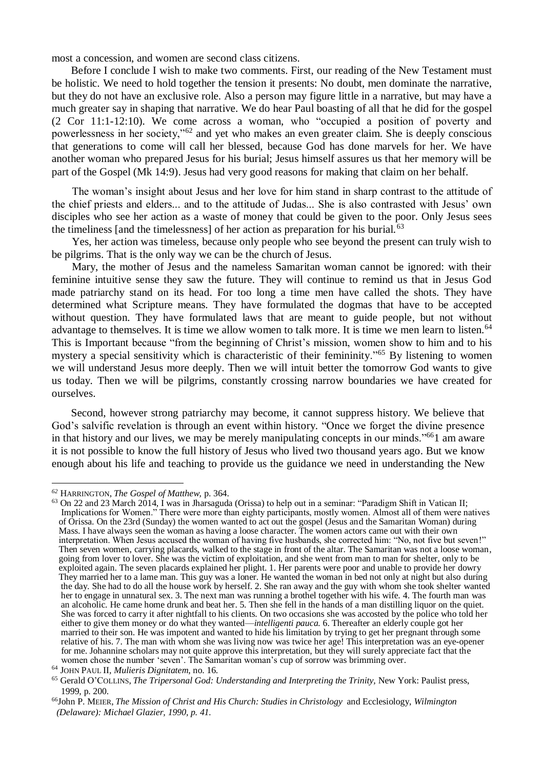most a concession, and women are second class citizens.

Before I conclude I wish to make two comments. First, our reading of the New Testament must be holistic. We need to hold together the tension it presents: No doubt, men dominate the narrative, but they do not have an exclusive role. Also a person may figure little in a narrative, but may have a much greater say in shaping that narrative. We do hear Paul boasting of all that he did for the gospel (2 Cor 11:1-12:10). We come across a woman, who "occupied a position of poverty and powerlessness in her society,"[62] and yet who makes an even greater claim. She is deeply conscious that generations to come will call her blessed, because God has done marvels for her. We have another woman who prepared Jesus for his burial; Jesus himself assures us that her memory will be part of the Gospel (Mk 14:9). Jesus had very good reasons for making that claim on her behalf.

> The woman's insight about Jesus and her love for him stand in sharp contrast to the attitude of the chief priests and elders... and to the attitude of Judas... She is also contrasted with Jesus' own disciples who see her action as a waste of money that could be given to the poor. Only Jesus sees the timeliness [and the timelessness] of her action as preparation for his burial.[63]

Yes, her action was timeless, because only people who see beyond the present can truly wish to be pilgrims. That is the only way we can be the church of Jesus.

Mary, the mother of Jesus and the nameless Samaritan woman cannot be ignored: with their feminine intuitive sense they saw the future. They will continue to remind us that in Jesus God made patriarchy stand on its head. For too long a time men have called the shots. They have determined what Scripture means. They have formulated the dogmas that have to be accepted without question. They have formulated laws that are meant to guide people, but not without advantage to themselves. It is time we allow women to talk more. It is time we men learn to listen.[64] This is Important because "from the beginning of Christ's mission, women show to him and to his mystery a special sensitivity which is characteristic of their femininity."[65] By listening to women we will understand Jesus more deeply. Then we will intuit better the tomorrow God wants to give us today. Then we will be pilgrims, constantly crossing narrow boundaries we have created for ourselves.

Second, however strong patriarchy may become, it cannot suppress history. We believe that God's salvific revelation is through an event within history. "Once we forget the divine presence in that history and our lives, we may be merely manipulating concepts in our minds."[66] I am aware it is not possible to know the full history of Jesus who lived two thousand years ago. But we know enough about his life and teaching to provide us the guidance we need in understanding the New

---

[62] HARRINGTON, *The Gospel of Matthew*, p. 364.

[63] On 22 and 23 March 2014, I was in Jharsaguda (Orissa) to help out in a seminar: "Paradigm Shift in Vatican II; Implications for Women." There were more than eighty participants, mostly women. Almost all of them were natives of Orissa. On the 23rd (Sunday) the women wanted to act out the gospel (Jesus and the Samaritan Woman) during Mass. I have always seen the woman as having a loose character. The women actors came out with their own interpretation. When Jesus accused the woman of having five husbands, she corrected him: "No, not five but seven!" Then seven women, carrying placards, walked to the stage in front of the altar. The Samaritan was not a loose woman, going from lover to lover. She was the victim of exploitation, and she went from man to man for shelter, only to be exploited again. The seven placards explained her plight. 1. Her parents were poor and unable to provide her dowry They married her to a lame man. This guy was a loner. He wanted the woman in bed not only at night but also during the day. She had to do all the house work by herself. 2. She ran away and the guy with whom she took shelter wanted her to engage in unnatural sex. 3. The next man was running a brothel together with his wife. 4. The fourth man was an alcoholic. He came home drunk and beat her. 5. Then she fell in the hands of a man distilling liquor on the quiet. She was forced to carry it after nightfall to his clients. On two occasions she was accosted by the police who told her either to give them money or do what they wanted—*intelligenti pauca*. 6. Thereafter an elderly couple got her married to their son. He was impotent and wanted to hide his limitation by trying to get her pregnant through some relative of his. 7. The man with whom she was living now was twice her age! This interpretation was an eye-opener for me. Johannine scholars may not quite approve this interpretation, but they will surely appreciate fact that the women chose the number 'seven'. The Samaritan woman's cup of sorrow was brimming over.

[64] JOHN PAUL II, *Mulieris Dignitatem*, no. 16.

[65] Gerald O'COLLINS, *The Tripersonal God: Understanding and Interpreting the Trinity*, New York: Paulist press, 1999, p. 200.

[66] John P. MEIER, *The Mission of Christ and His Church: Studies in Christology* and Ecclesiology, *Wilmington (Delaware): Michael Glazier, 1990, p. 41.*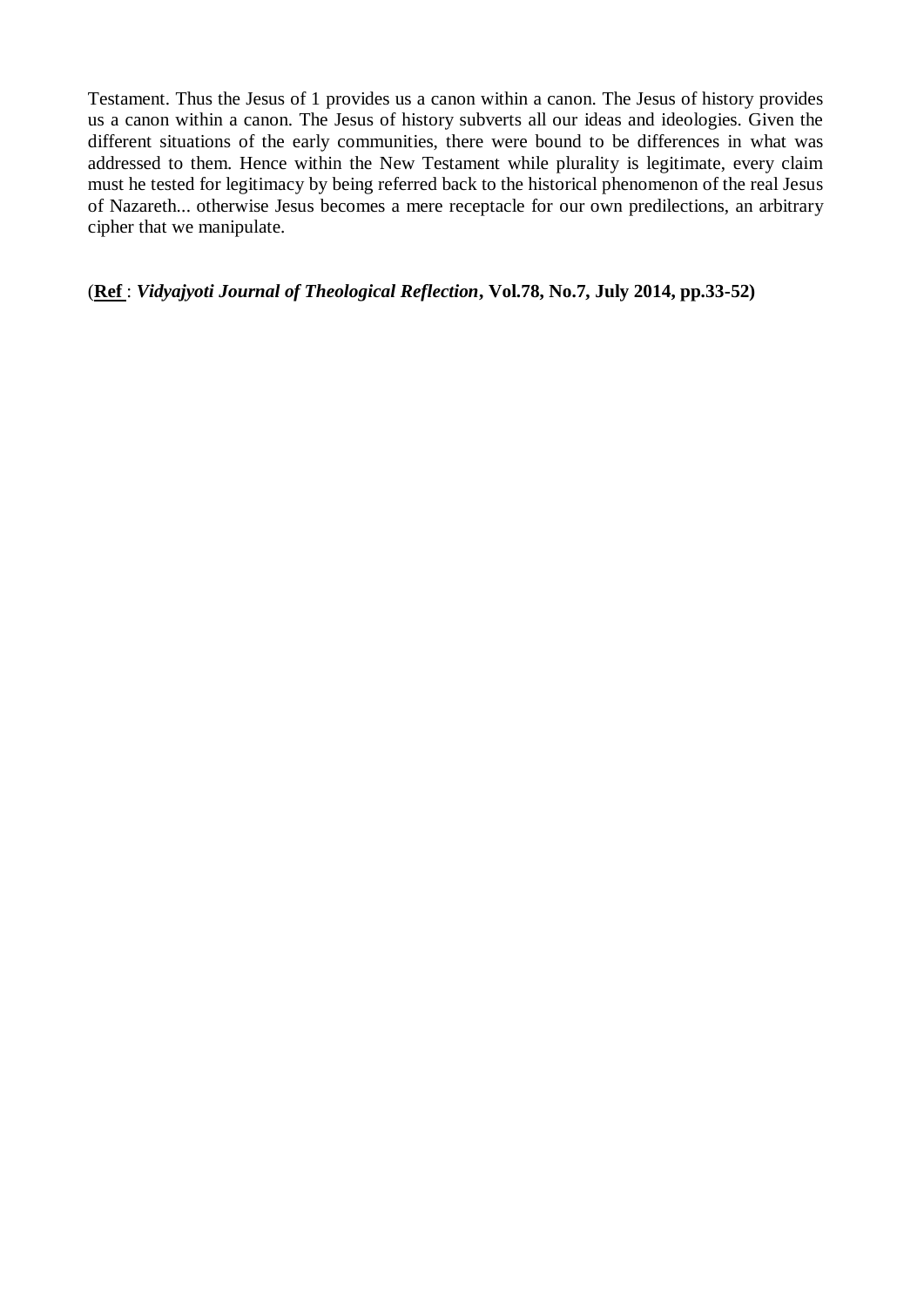Testament. Thus the Jesus of 1 provides us a canon within a canon. The Jesus of history provides us a canon within a canon. The Jesus of history subverts all our ideas and ideologies. Given the different situations of the early communities, there were bound to be differences in what was addressed to them. Hence within the New Testament while plurality is legitimate, every claim must he tested for legitimacy by being referred back to the historical phenomenon of the real Jesus of Nazareth... otherwise Jesus becomes a mere receptacle for our own predilections, an arbitrary cipher that we manipulate.

(**Ref** : ***Vidyajyoti Journal of Theological Reflection*****, Vol.78, No.7, July 2014, pp.33-52)**